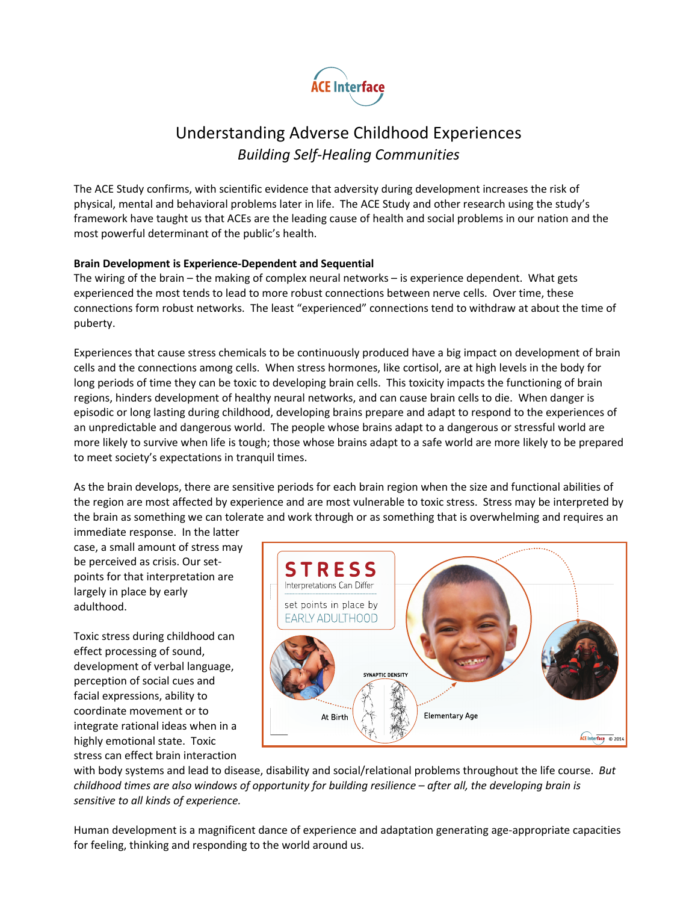ACE Interface

# Understanding Adverse Childhood Experiences

*Building Self-Healing Communities*

The ACE Study confirms, with scientific evidence that adversity during development increases the risk of physical, mental and behavioral problems later in life. The ACE Study and other research using the study's framework have taught us that ACEs are the leading cause of health and social problems in our nation and the most powerful determinant of the public's health.

**Brain Development is Experience-Dependent and Sequential**

The wiring of the brain – the making of complex neural networks – is experience dependent. What gets experienced the most tends to lead to more robust connections between nerve cells. Over time, these connections form robust networks. The least "experienced" connections tend to withdraw at about the time of puberty.

Experiences that cause stress chemicals to be continuously produced have a big impact on development of brain cells and the connections among cells. When stress hormones, like cortisol, are at high levels in the body for long periods of time they can be toxic to developing brain cells. This toxicity impacts the functioning of brain regions, hinders development of healthy neural networks, and can cause brain cells to die. When danger is episodic or long lasting during childhood, developing brains prepare and adapt to respond to the experiences of an unpredictable and dangerous world. The people whose brains adapt to a dangerous or stressful world are more likely to survive when life is tough; those whose brains adapt to a safe world are more likely to be prepared to meet society's expectations in tranquil times.

As the brain develops, there are sensitive periods for each brain region when the size and functional abilities of the region are most affected by experience and are most vulnerable to toxic stress. Stress may be interpreted by the brain as something we can tolerate and work through or as something that is overwhelming and requires an immediate response. In the latter case, a small amount of stress may be perceived as crisis. Our set-points for that interpretation are largely in place by early adulthood.

Toxic stress during childhood can effect processing of sound, development of verbal language, perception of social cues and facial expressions, ability to coordinate movement or to integrate rational ideas when in a highly emotional state. Toxic stress can effect brain interaction with body systems and lead to disease, disability and social/relational problems throughout the life course. *But childhood times are also windows of opportunity for building resilience – after all, the developing brain is sensitive to all kinds of experience.*

Human development is a magnificent dance of experience and adaptation generating age-appropriate capacities for feeling, thinking and responding to the world around us.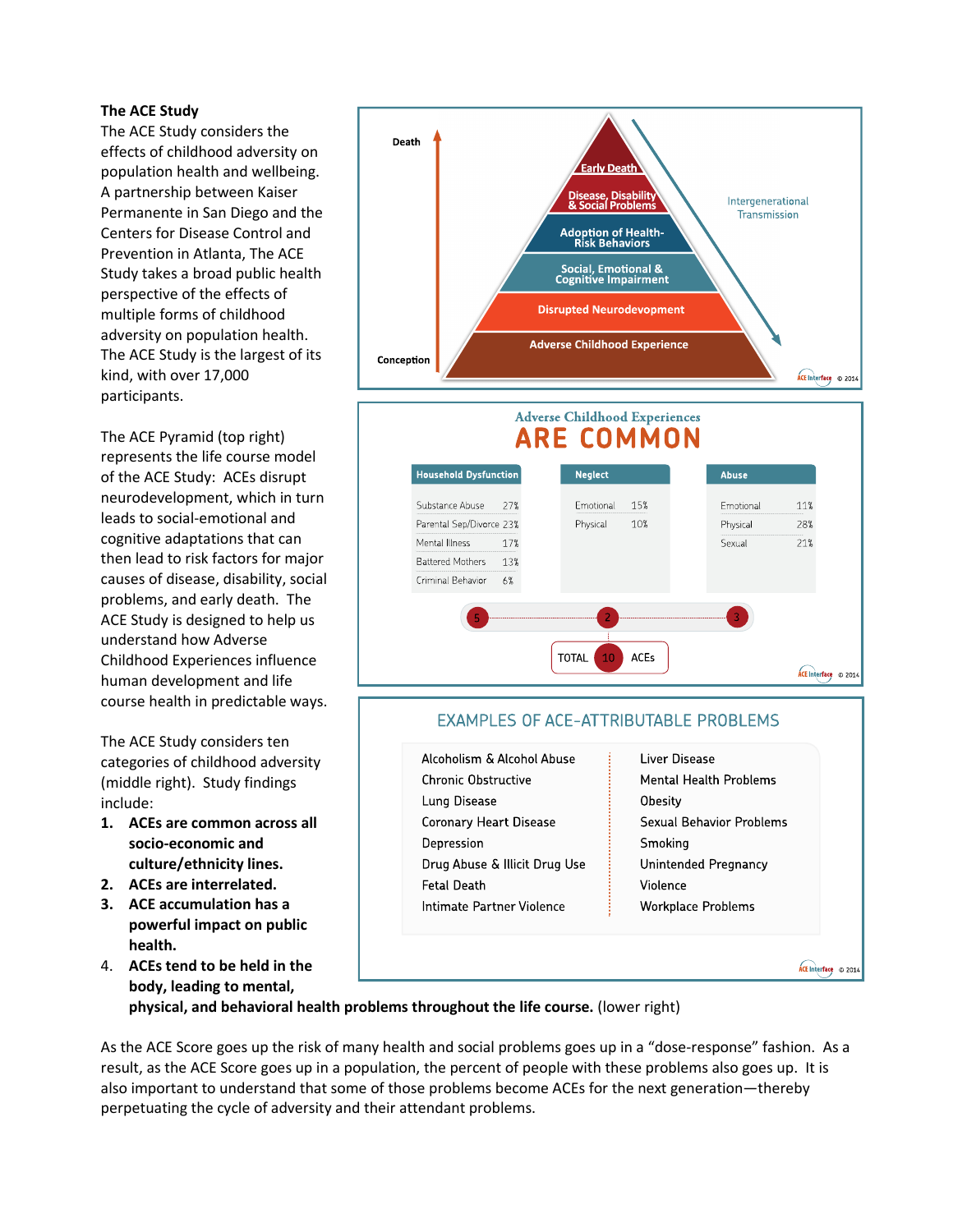**The ACE Study**

The ACE Study considers the effects of childhood adversity on population health and wellbeing. A partnership between Kaiser Permanente in San Diego and the Centers for Disease Control and Prevention in Atlanta, The ACE Study takes a broad public health perspective of the effects of multiple forms of childhood adversity on population health. The ACE Study is the largest of its kind, with over 17,000 participants.

The ACE Pyramid (top right) represents the life course model of the ACE Study: ACEs disrupt neurodevelopment, which in turn leads to social-emotional and cognitive adaptations that can then lead to risk factors for major causes of disease, disability, social problems, and early death. The ACE Study is designed to help us understand how Adverse Childhood Experiences influence human development and life course health in predictable ways.

The ACE Study considers ten categories of childhood adversity (middle right). Study findings include:

1. **ACEs are common across all socio-economic and culture/ethnicity lines.**
2. **ACEs are interrelated.**
3. **ACE accumulation has a powerful impact on public health.**
4. **ACEs tend to be held in the body, leading to mental, physical, and behavioral health problems throughout the life course.** (lower right)

Death

- Early Death
- Disease, Disability & Social Problems
- Adoption of Health-Risk Behaviors
- Social, Emotional & Cognitive Impairment
- Disrupted Neurodevopment
- Adverse Childhood Experience

Conception

Intergenerational Transmission

Adverse Childhood Experiences

## ARE COMMON

| Household Dysfunction | | Neglect | | Abuse | |
|---|---|---|---|---|---|
| Substance Abuse | 27% | Emotional | 15% | Emotional | 11% |
| Parental Sep/Divorce | 23% | Physical | 10% | Physical | 28% |
| Mental Illness | 17% | | | Sexual | 21% |
| Battered Mothers | 13% | | | | |
| Criminal Behavior | 6% | | | | |
| 5 | | 2 | | 3 | |

TOTAL 10 ACEs

### EXAMPLES OF ACE-ATTRIBUTABLE PROBLEMS

| | |
|---|---|
| Alcoholism & Alcohol Abuse | Liver Disease |
| Chronic Obstructive Lung Disease | Mental Health Problems |
| Coronary Heart Disease | Obesity |
| Depression | Sexual Behavior Problems |
| Drug Abuse & Illicit Drug Use | Smoking |
| Fetal Death | Unintended Pregnancy |
| Intimate Partner Violence | Violence |
| | Workplace Problems |

As the ACE Score goes up the risk of many health and social problems goes up in a "dose-response" fashion. As a result, as the ACE Score goes up in a population, the percent of people with these problems also goes up. It is also important to understand that some of those problems become ACEs for the next generation—thereby perpetuating the cycle of adversity and their attendant problems.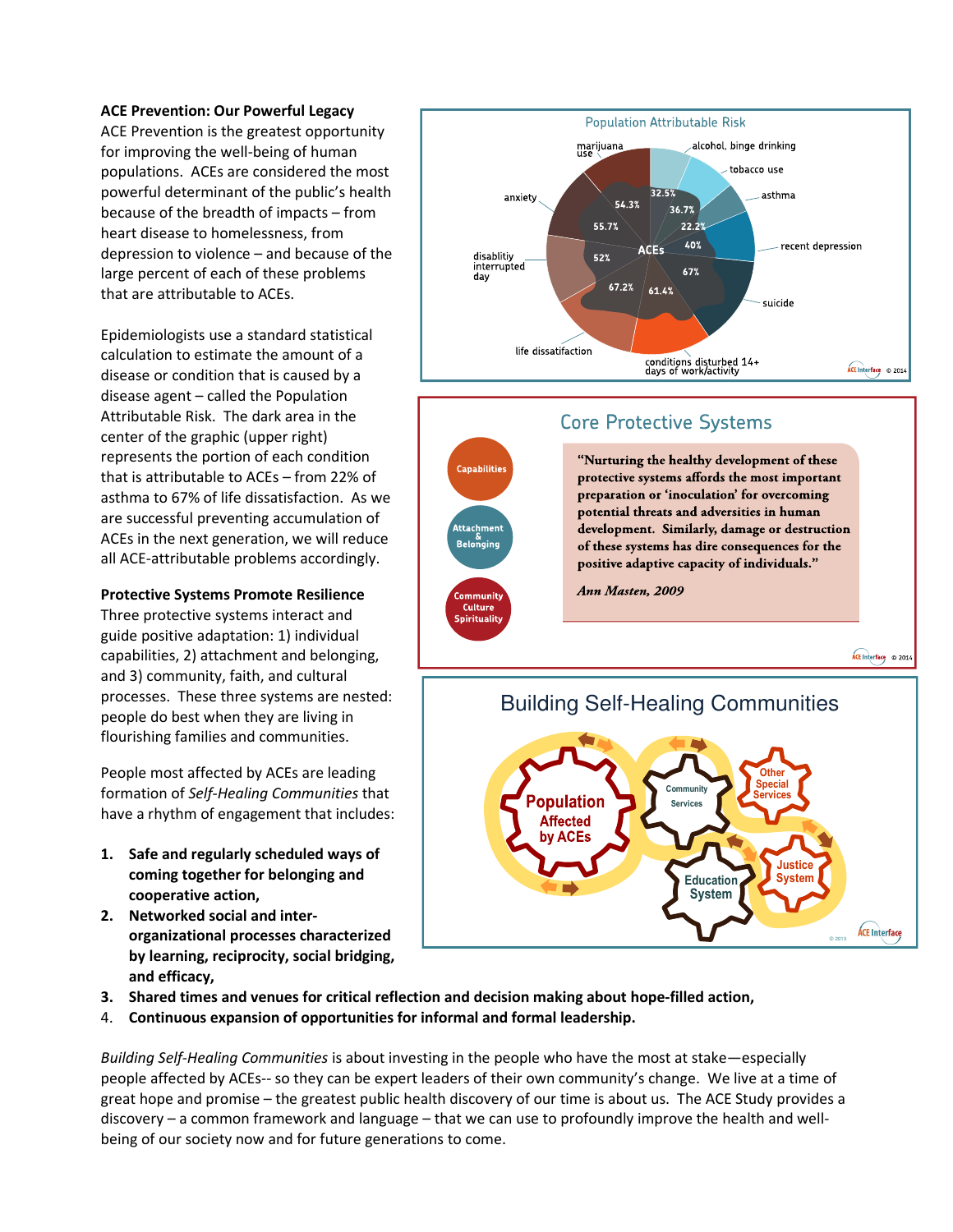**ACE Prevention: Our Powerful Legacy**

ACE Prevention is the greatest opportunity for improving the well-being of human populations. ACEs are considered the most powerful determinant of the public's health because of the breadth of impacts – from heart disease to homelessness, from depression to violence – and because of the large percent of each of these problems that are attributable to ACEs.

Epidemiologists use a standard statistical calculation to estimate the amount of a disease or condition that is caused by a disease agent – called the Population Attributable Risk. The dark area in the center of the graphic (upper right) represents the portion of each condition that is attributable to ACEs – from 22% of asthma to 67% of life dissatisfaction. As we are successful preventing accumulation of ACEs in the next generation, we will reduce all ACE-attributable problems accordingly.

Population Attributable Risk

marijuana use
alcohol, binge drinking
tobacco use
asthma
recent depression
suicide
conditions disturbed 14+ days of work/activity
life dissatifaction
disablitiy interrupted day
anxiety

ACEs

32.5%
36.7%
22.2%
40%
67%
61.4%
67.2%
52%
55.7%
54.3%

ACE Interface © 2014

**Protective Systems Promote Resilience**

Three protective systems interact and guide positive adaptation: 1) individual capabilities, 2) attachment and belonging, and 3) community, faith, and cultural processes. These three systems are nested: people do best when they are living in flourishing families and communities.

Core Protective Systems

Capabilities

Attachment & Belonging

Community Culture Spirituality

"Nurturing the healthy development of these protective systems affords the most important preparation or 'inoculation' for overcoming potential threats and adversities in human development. Similarly, damage or destruction of these systems has dire consequences for the positive adaptive capacity of individuals."

*Ann Masten, 2009*

ACE Interface © 2014

People most affected by ACEs are leading formation of *Self-Healing Communities* that have a rhythm of engagement that includes:

1. **Safe and regularly scheduled ways of coming together for belonging and cooperative action,**
2. **Networked social and inter-organizational processes characterized by learning, reciprocity, social bridging, and efficacy,**
3. **Shared times and venues for critical reflection and decision making about hope-filled action,**
4. **Continuous expansion of opportunities for informal and formal leadership.**

Building Self-Healing Communities

Population Affected by ACEs

Community Services

Other Special Services

Education System

Justice System

© 2013 ACE Interface

*Building Self-Healing Communities* is about investing in the people who have the most at stake—especially people affected by ACEs-- so they can be expert leaders of their own community's change. We live at a time of great hope and promise – the greatest public health discovery of our time is about us. The ACE Study provides a discovery – a common framework and language – that we can use to profoundly improve the health and well-being of our society now and for future generations to come.